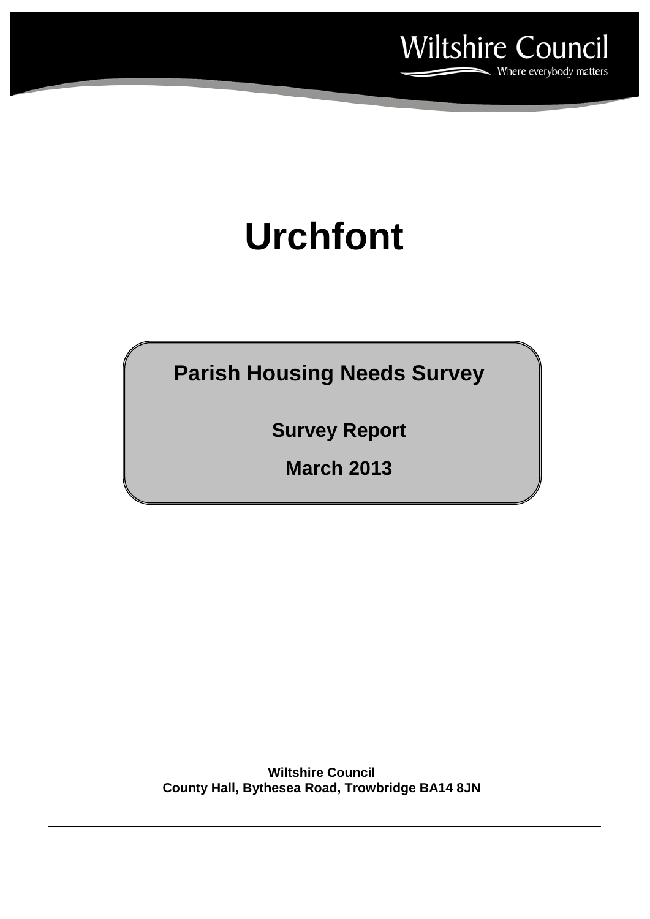Wiltshire Council
Where everybody matters

# Urchfont

## Parish Housing Needs Survey

### Survey Report

### March 2013

**Wiltshire Council**
**County Hall, Bythesea Road, Trowbridge BA14 8JN**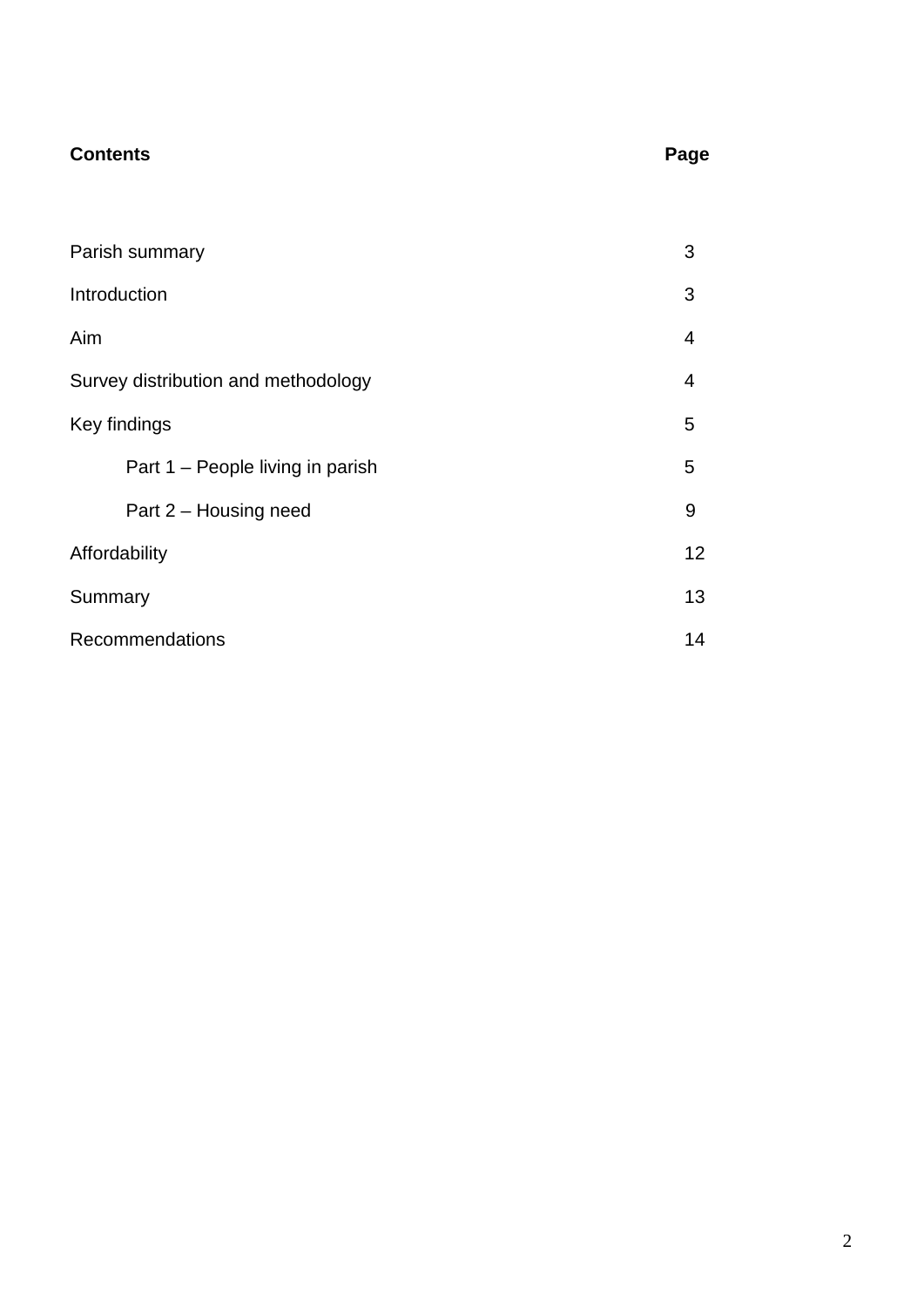| **Contents** | **Page** |
|---|---|
| Parish summary | 3 |
| Introduction | 3 |
| Aim | 4 |
| Survey distribution and methodology | 4 |
| Key findings | 5 |
| Part 1 – People living in parish | 5 |
| Part 2 – Housing need | 9 |
| Affordability | 12 |
| Summary | 13 |
| Recommendations | 14 |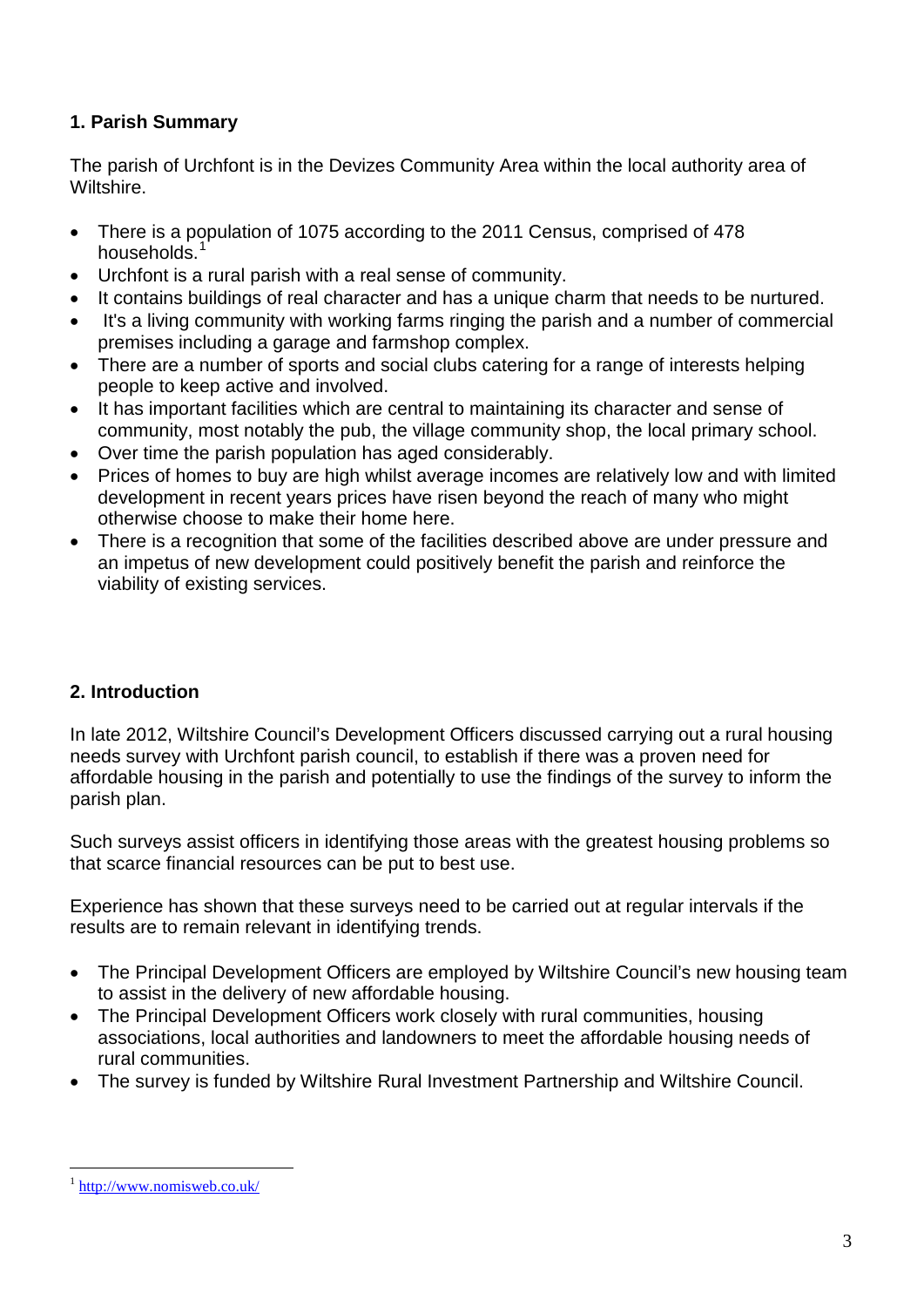## 1. Parish Summary

The parish of Urchfont is in the Devizes Community Area within the local authority area of Wiltshire.

- There is a population of 1075 according to the 2011 Census, comprised of 478 households.[1]
- Urchfont is a rural parish with a real sense of community.
- It contains buildings of real character and has a unique charm that needs to be nurtured.
- It's a living community with working farms ringing the parish and a number of commercial premises including a garage and farmshop complex.
- There are a number of sports and social clubs catering for a range of interests helping people to keep active and involved.
- It has important facilities which are central to maintaining its character and sense of community, most notably the pub, the village community shop, the local primary school.
- Over time the parish population has aged considerably.
- Prices of homes to buy are high whilst average incomes are relatively low and with limited development in recent years prices have risen beyond the reach of many who might otherwise choose to make their home here.
- There is a recognition that some of the facilities described above are under pressure and an impetus of new development could positively benefit the parish and reinforce the viability of existing services.

## 2. Introduction

In late 2012, Wiltshire Council's Development Officers discussed carrying out a rural housing needs survey with Urchfont parish council, to establish if there was a proven need for affordable housing in the parish and potentially to use the findings of the survey to inform the parish plan.

Such surveys assist officers in identifying those areas with the greatest housing problems so that scarce financial resources can be put to best use.

Experience has shown that these surveys need to be carried out at regular intervals if the results are to remain relevant in identifying trends.

- The Principal Development Officers are employed by Wiltshire Council's new housing team to assist in the delivery of new affordable housing.
- The Principal Development Officers work closely with rural communities, housing associations, local authorities and landowners to meet the affordable housing needs of rural communities.
- The survey is funded by Wiltshire Rural Investment Partnership and Wiltshire Council.

---

[1] http://www.nomisweb.co.uk/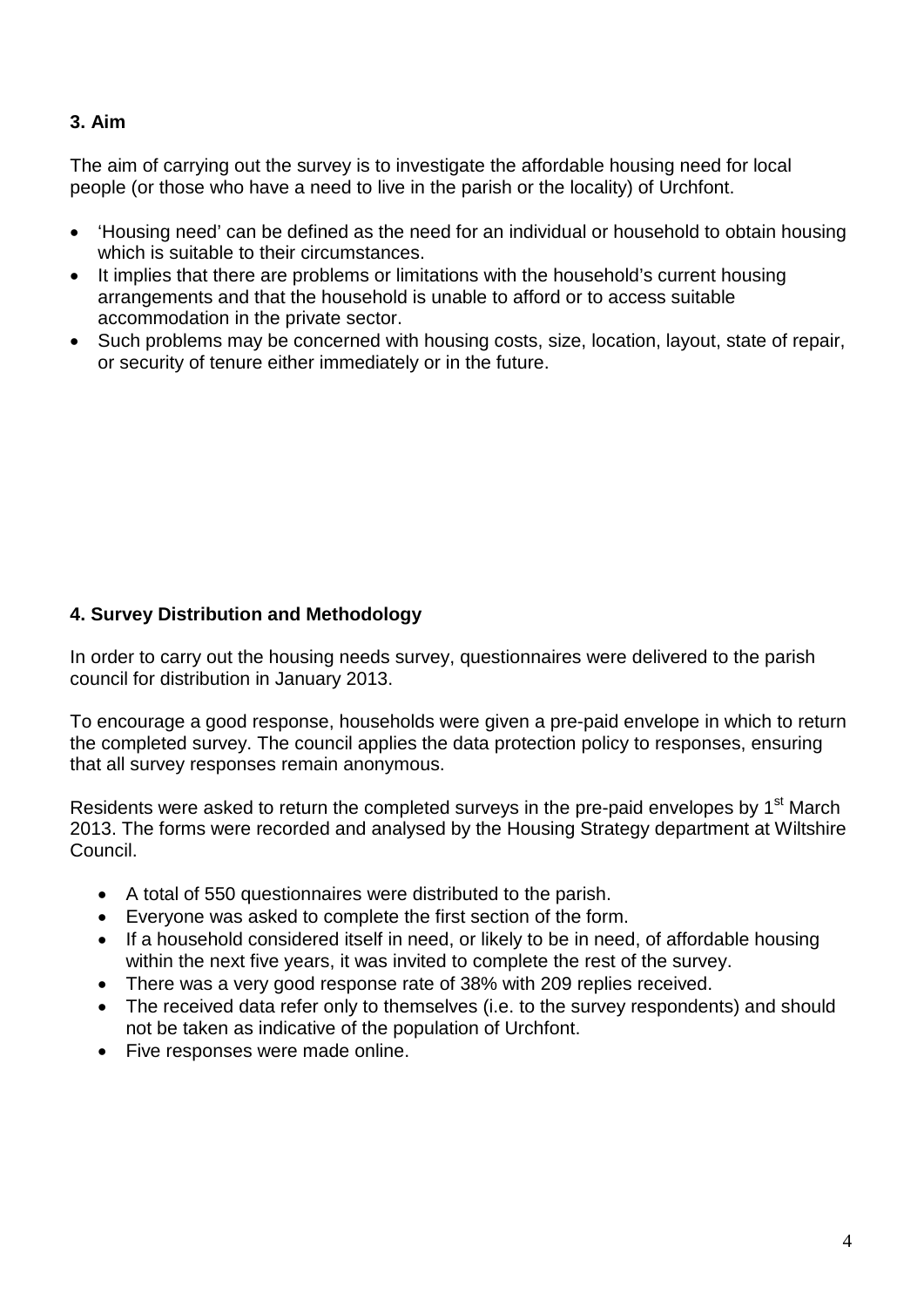## 3. Aim

The aim of carrying out the survey is to investigate the affordable housing need for local people (or those who have a need to live in the parish or the locality) of Urchfont.

- 'Housing need' can be defined as the need for an individual or household to obtain housing which is suitable to their circumstances.
- It implies that there are problems or limitations with the household's current housing arrangements and that the household is unable to afford or to access suitable accommodation in the private sector.
- Such problems may be concerned with housing costs, size, location, layout, state of repair, or security of tenure either immediately or in the future.

## 4. Survey Distribution and Methodology

In order to carry out the housing needs survey, questionnaires were delivered to the parish council for distribution in January 2013.

To encourage a good response, households were given a pre-paid envelope in which to return the completed survey. The council applies the data protection policy to responses, ensuring that all survey responses remain anonymous.

Residents were asked to return the completed surveys in the pre-paid envelopes by 1st March 2013. The forms were recorded and analysed by the Housing Strategy department at Wiltshire Council.

- A total of 550 questionnaires were distributed to the parish.
- Everyone was asked to complete the first section of the form.
- If a household considered itself in need, or likely to be in need, of affordable housing within the next five years, it was invited to complete the rest of the survey.
- There was a very good response rate of 38% with 209 replies received.
- The received data refer only to themselves (i.e. to the survey respondents) and should not be taken as indicative of the population of Urchfont.
- Five responses were made online.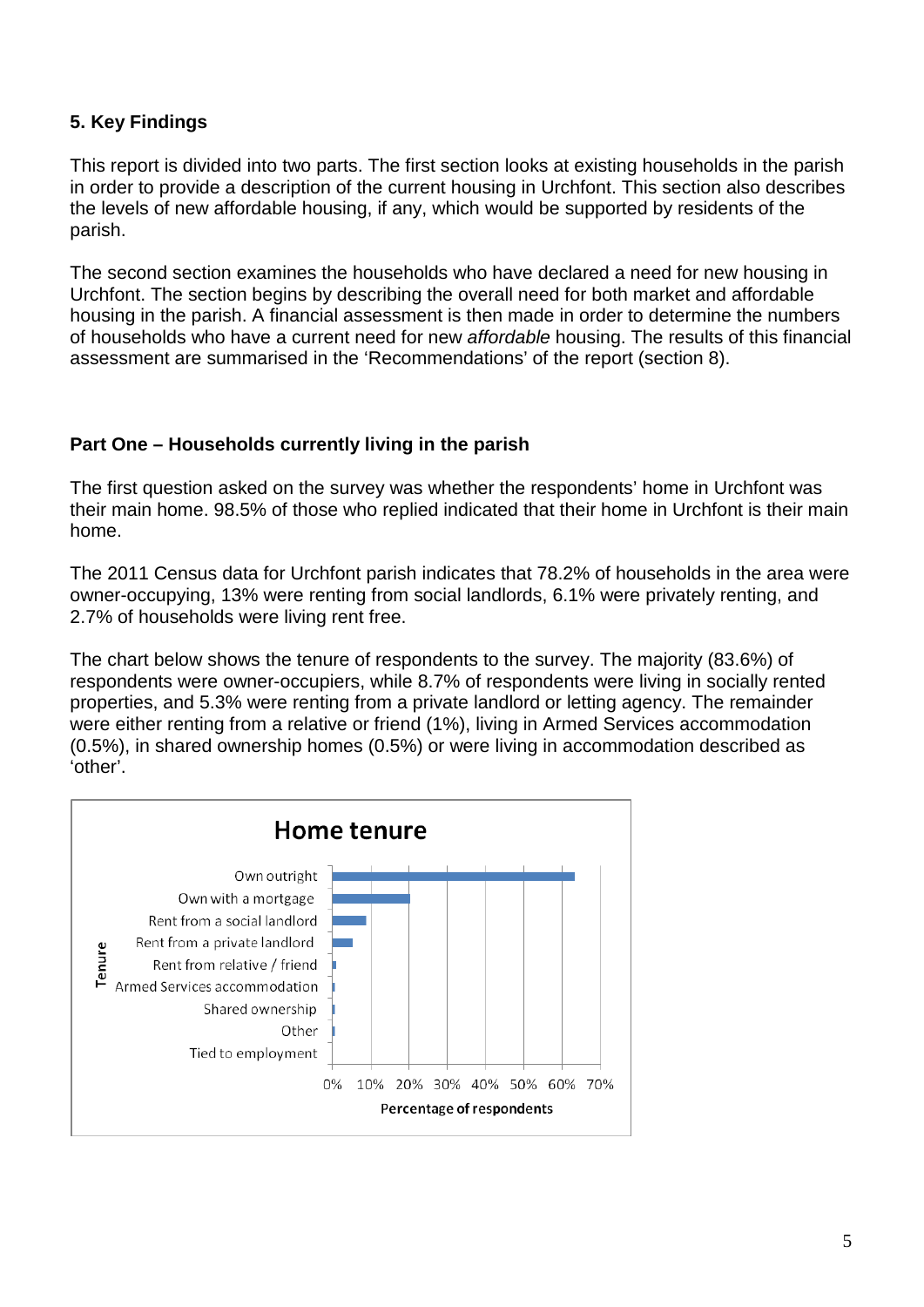## 5. Key Findings

This report is divided into two parts. The first section looks at existing households in the parish in order to provide a description of the current housing in Urchfont. This section also describes the levels of new affordable housing, if any, which would be supported by residents of the parish.

The second section examines the households who have declared a need for new housing in Urchfont. The section begins by describing the overall need for both market and affordable housing in the parish. A financial assessment is then made in order to determine the numbers of households who have a current need for new *affordable* housing. The results of this financial assessment are summarised in the 'Recommendations' of the report (section 8).

### Part One – Households currently living in the parish

The first question asked on the survey was whether the respondents' home in Urchfont was their main home. 98.5% of those who replied indicated that their home in Urchfont is their main home.

The 2011 Census data for Urchfont parish indicates that 78.2% of households in the area were owner-occupying, 13% were renting from social landlords, 6.1% were privately renting, and 2.7% of households were living rent free.

The chart below shows the tenure of respondents to the survey. The majority (83.6%) of respondents were owner-occupiers, while 8.7% of respondents were living in socially rented properties, and 5.3% were renting from a private landlord or letting agency. The remainder were either renting from a relative or friend (1%), living in Armed Services accommodation (0.5%), in shared ownership homes (0.5%) or were living in accommodation described as 'other'.

**Home tenure**

Tenure categories: Own outright; Own with a mortgage; Rent from a social landlord; Rent from a private landlord; Rent from relative / friend; Armed Services accommodation; Shared ownership; Other; Tied to employment

X-axis: Percentage of respondents (0%–70%)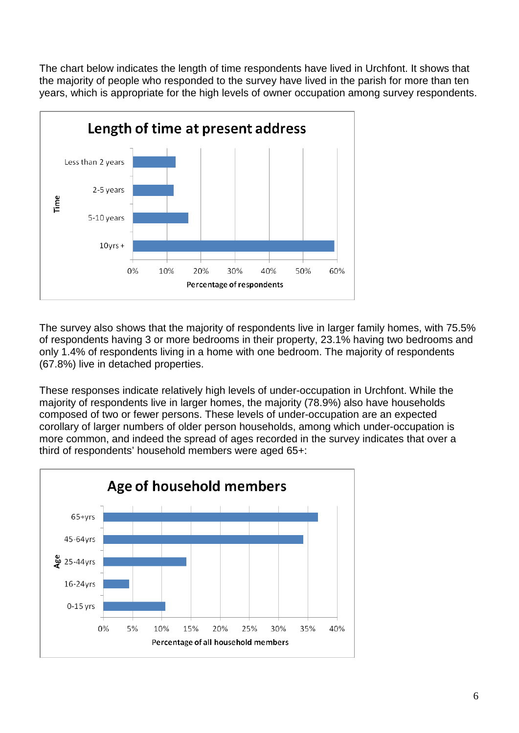The chart below indicates the length of time respondents have lived in Urchfont. It shows that the majority of people who responded to the survey have lived in the parish for more than ten years, which is appropriate for the high levels of owner occupation among survey respondents.

**Length of time at present address**

| Time | Percentage of respondents |
|---|---|
| Less than 2 years | ~12.5% |
| 2-5 years | ~12% |
| 5-10 years | ~16% |
| 10yrs + | ~59% |

The survey also shows that the majority of respondents live in larger family homes, with 75.5% of respondents having 3 or more bedrooms in their property, 23.1% having two bedrooms and only 1.4% of respondents living in a home with one bedroom. The majority of respondents (67.8%) live in detached properties.

These responses indicate relatively high levels of under-occupation in Urchfont. While the majority of respondents live in larger homes, the majority (78.9%) also have households composed of two or fewer persons. These levels of under-occupation are an expected corollary of larger numbers of older person households, among which under-occupation is more common, and indeed the spread of ages recorded in the survey indicates that over a third of respondents' household members were aged 65+:

**Age of household members**

| Age | Percentage of all household members |
|---|---|
| 65+yrs | ~37% |
| 45-64yrs | ~34% |
| 25-44yrs | ~14% |
| 16-24yrs | ~4.5% |
| 0-15 yrs | ~10.5% |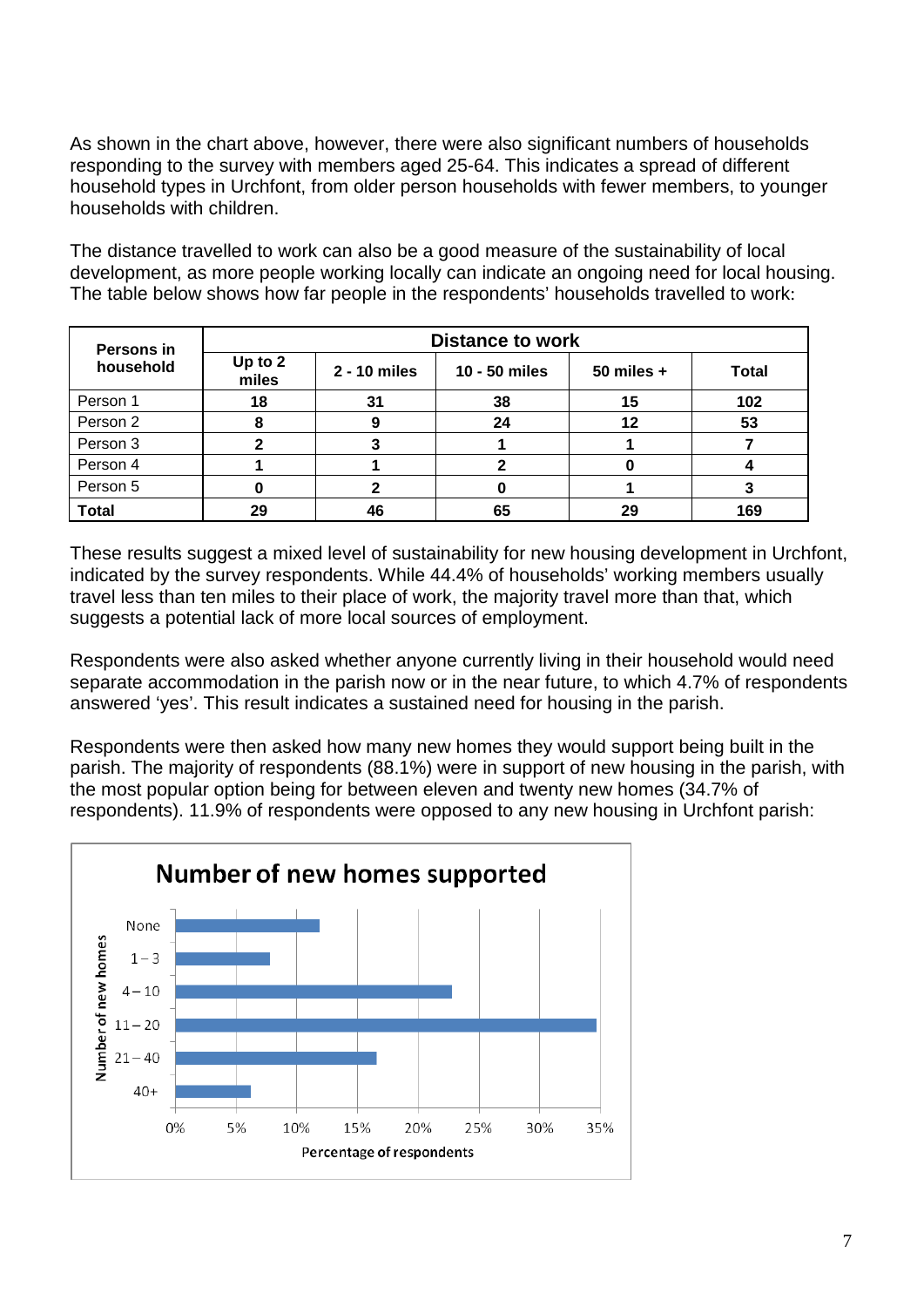As shown in the chart above, however, there were also significant numbers of households responding to the survey with members aged 25-64. This indicates a spread of different household types in Urchfont, from older person households with fewer members, to younger households with children.

The distance travelled to work can also be a good measure of the sustainability of local development, as more people working locally can indicate an ongoing need for local housing. The table below shows how far people in the respondents' households travelled to work:

| Persons in household | Distance to work | | | | |
|---|---|---|---|---|---|
| | Up to 2 miles | 2 - 10 miles | 10 - 50 miles | 50 miles + | Total |
| Person 1 | 18 | 31 | 38 | 15 | 102 |
| Person 2 | 8 | 9 | 24 | 12 | 53 |
| Person 3 | 2 | 3 | 1 | 1 | 7 |
| Person 4 | 1 | 1 | 2 | 0 | 4 |
| Person 5 | 0 | 2 | 0 | 1 | 3 |
| **Total** | **29** | **46** | **65** | **29** | **169** |

These results suggest a mixed level of sustainability for new housing development in Urchfont, indicated by the survey respondents. While 44.4% of households' working members usually travel less than ten miles to their place of work, the majority travel more than that, which suggests a potential lack of more local sources of employment.

Respondents were also asked whether anyone currently living in their household would need separate accommodation in the parish now or in the near future, to which 4.7% of respondents answered 'yes'. This result indicates a sustained need for housing in the parish.

Respondents were then asked how many new homes they would support being built in the parish. The majority of respondents (88.1%) were in support of new housing in the parish, with the most popular option being for between eleven and twenty new homes (34.7% of respondents). 11.9% of respondents were opposed to any new housing in Urchfont parish:

**Number of new homes supported**

| Number of new homes | Percentage of respondents (approx.) |
|---|---|
| None | 12% |
| 1 – 3 | 8% |
| 4 – 10 | 23% |
| 11 – 20 | 35% |
| 21 – 40 | 17% |
| 40+ | 6% |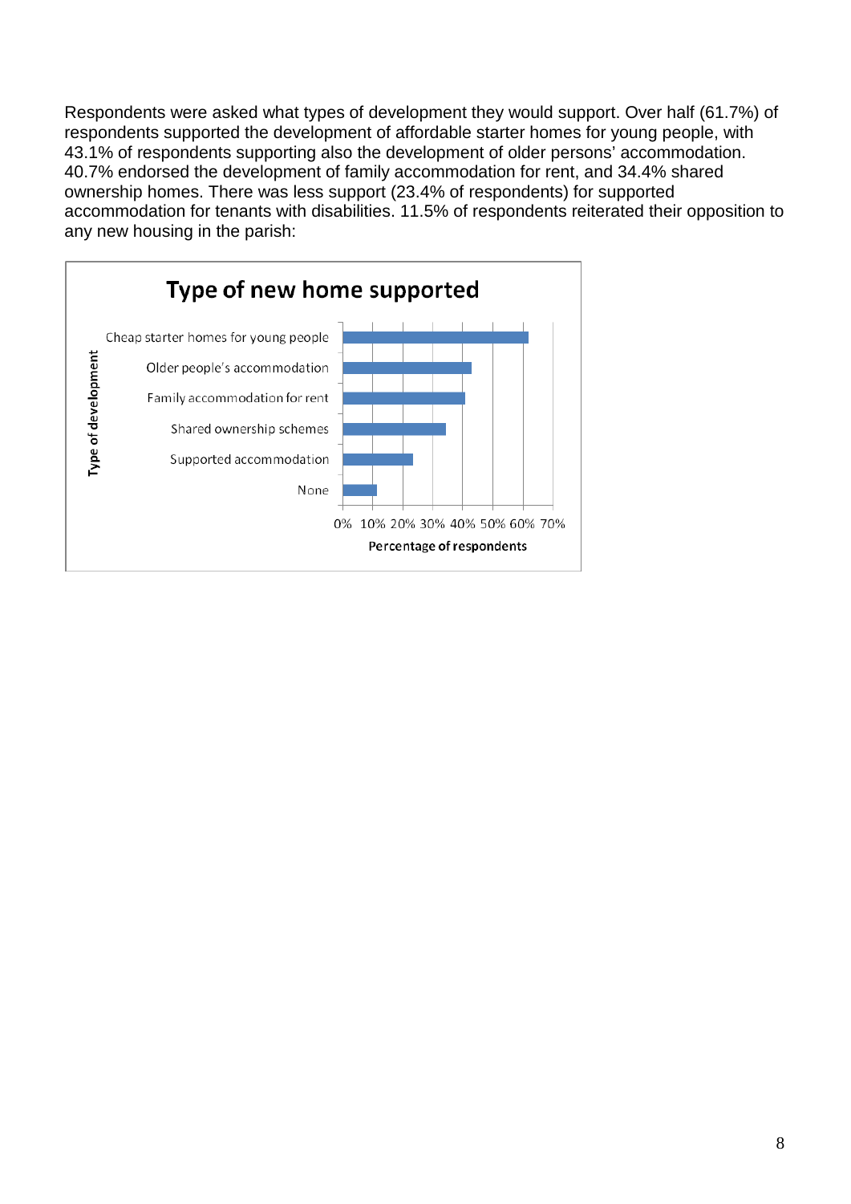Respondents were asked what types of development they would support. Over half (61.7%) of respondents supported the development of affordable starter homes for young people, with 43.1% of respondents supporting also the development of older persons' accommodation. 40.7% endorsed the development of family accommodation for rent, and 34.4% shared ownership homes. There was less support (23.4% of respondents) for supported accommodation for tenants with disabilities. 11.5% of respondents reiterated their opposition to any new housing in the parish:

**Type of new home supported**

| Type of development | Percentage of respondents |
| --- | --- |
| Cheap starter homes for young people | 61.7% |
| Older people's accommodation | 43.1% |
| Family accommodation for rent | 40.7% |
| Shared ownership schemes | 34.4% |
| Supported accommodation | 23.4% |
| None | 11.5% |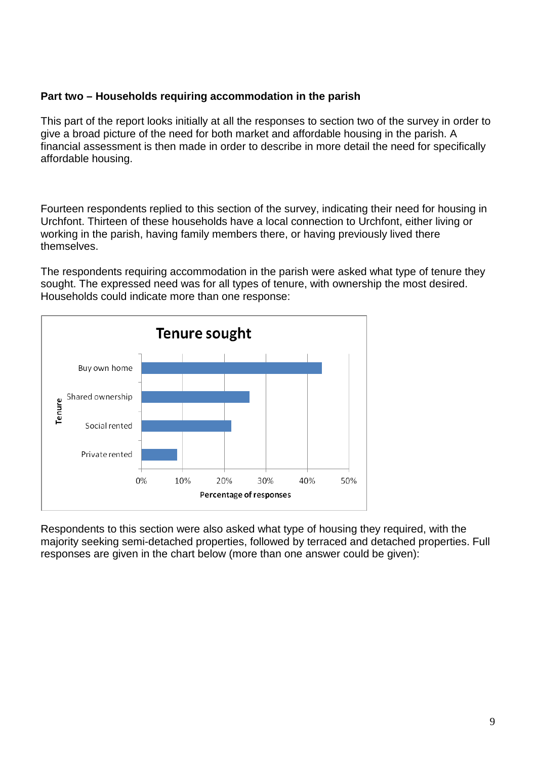**Part two – Households requiring accommodation in the parish**

This part of the report looks initially at all the responses to section two of the survey in order to give a broad picture of the need for both market and affordable housing in the parish. A financial assessment is then made in order to describe in more detail the need for specifically affordable housing.

Fourteen respondents replied to this section of the survey, indicating their need for housing in Urchfont. Thirteen of these households have a local connection to Urchfont, either living or working in the parish, having family members there, or having previously lived there themselves.

The respondents requiring accommodation in the parish were asked what type of tenure they sought. The expressed need was for all types of tenure, with ownership the most desired. Households could indicate more than one response:

**Tenure sought**

| Tenure | Percentage of responses (approx.) |
|---|---|
| Buy own home | ~43% |
| Shared ownership | ~26% |
| Social rented | ~22% |
| Private rented | ~9% |

Respondents to this section were also asked what type of housing they required, with the majority seeking semi-detached properties, followed by terraced and detached properties. Full responses are given in the chart below (more than one answer could be given):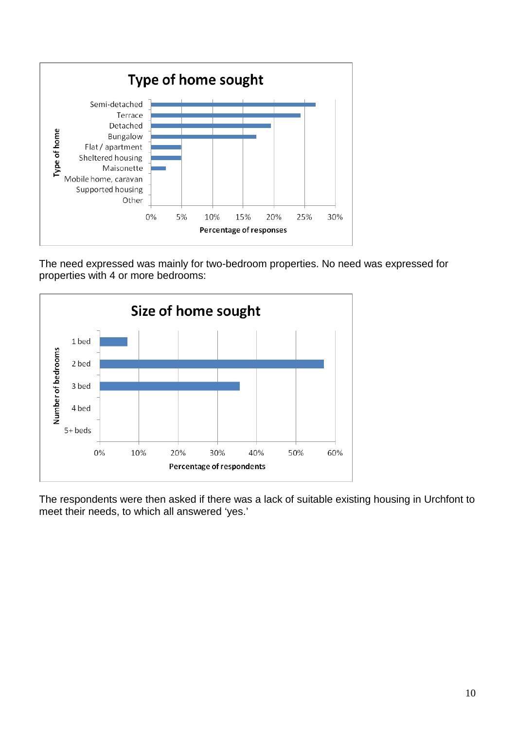**Type of home sought**

| Type of home | Percentage of responses |
|---|---|
| Semi-detached | |
| Terrace | |
| Detached | |
| Bungalow | |
| Flat / apartment | |
| Sheltered housing | |
| Maisonette | |
| Mobile home, caravan | |
| Supported housing | |
| Other | |

The need expressed was mainly for two-bedroom properties. No need was expressed for properties with 4 or more bedrooms:

**Size of home sought**

| Number of bedrooms | Percentage of respondents |
|---|---|
| 1 bed | |
| 2 bed | |
| 3 bed | |
| 4 bed | |
| 5+ beds | |

The respondents were then asked if there was a lack of suitable existing housing in Urchfont to meet their needs, to which all answered 'yes.'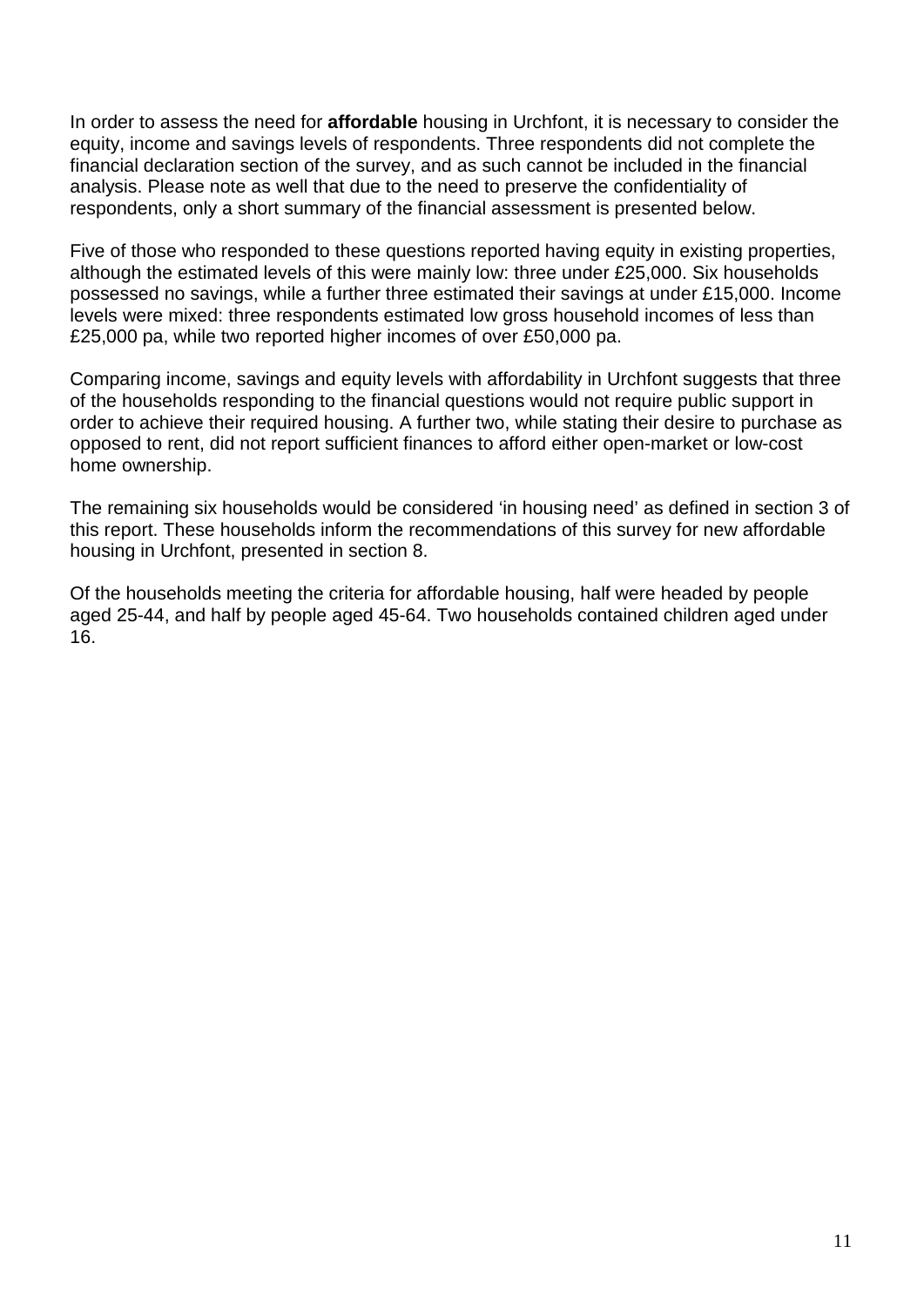In order to assess the need for **affordable** housing in Urchfont, it is necessary to consider the equity, income and savings levels of respondents. Three respondents did not complete the financial declaration section of the survey, and as such cannot be included in the financial analysis. Please note as well that due to the need to preserve the confidentiality of respondents, only a short summary of the financial assessment is presented below.

Five of those who responded to these questions reported having equity in existing properties, although the estimated levels of this were mainly low: three under £25,000. Six households possessed no savings, while a further three estimated their savings at under £15,000. Income levels were mixed: three respondents estimated low gross household incomes of less than £25,000 pa, while two reported higher incomes of over £50,000 pa.

Comparing income, savings and equity levels with affordability in Urchfont suggests that three of the households responding to the financial questions would not require public support in order to achieve their required housing. A further two, while stating their desire to purchase as opposed to rent, did not report sufficient finances to afford either open-market or low-cost home ownership.

The remaining six households would be considered 'in housing need' as defined in section 3 of this report. These households inform the recommendations of this survey for new affordable housing in Urchfont, presented in section 8.

Of the households meeting the criteria for affordable housing, half were headed by people aged 25-44, and half by people aged 45-64. Two households contained children aged under 16.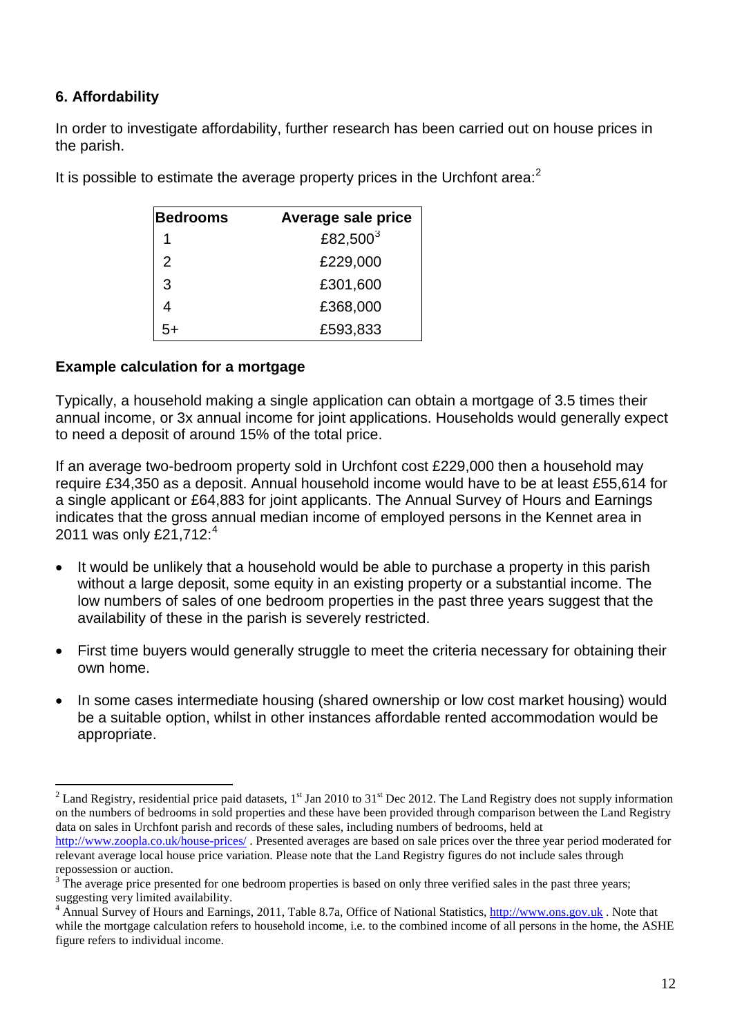## 6. Affordability

In order to investigate affordability, further research has been carried out on house prices in the parish.

It is possible to estimate the average property prices in the Urchfont area:[2]

| Bedrooms | Average sale price |
|---|---|
| 1 | £82,500[3] |
| 2 | £229,000 |
| 3 | £301,600 |
| 4 | £368,000 |
| 5+ | £593,833 |

### Example calculation for a mortgage

Typically, a household making a single application can obtain a mortgage of 3.5 times their annual income, or 3x annual income for joint applications. Households would generally expect to need a deposit of around 15% of the total price.

If an average two-bedroom property sold in Urchfont cost £229,000 then a household may require £34,350 as a deposit. Annual household income would have to be at least £55,614 for a single applicant or £64,883 for joint applicants. The Annual Survey of Hours and Earnings indicates that the gross annual median income of employed persons in the Kennet area in 2011 was only £21,712:[4]

- It would be unlikely that a household would be able to purchase a property in this parish without a large deposit, some equity in an existing property or a substantial income. The low numbers of sales of one bedroom properties in the past three years suggest that the availability of these in the parish is severely restricted.
- First time buyers would generally struggle to meet the criteria necessary for obtaining their own home.
- In some cases intermediate housing (shared ownership or low cost market housing) would be a suitable option, whilst in other instances affordable rented accommodation would be appropriate.

---

[2] Land Registry, residential price paid datasets, 1st Jan 2010 to 31st Dec 2012. The Land Registry does not supply information on the numbers of bedrooms in sold properties and these have been provided through comparison between the Land Registry data on sales in Urchfont parish and records of these sales, including numbers of bedrooms, held at http://www.zoopla.co.uk/house-prices/ . Presented averages are based on sale prices over the three year period moderated for relevant average local house price variation. Please note that the Land Registry figures do not include sales through repossession or auction.

[3] The average price presented for one bedroom properties is based on only three verified sales in the past three years; suggesting very limited availability.

[4] Annual Survey of Hours and Earnings, 2011, Table 8.7a, Office of National Statistics, http://www.ons.gov.uk . Note that while the mortgage calculation refers to household income, i.e. to the combined income of all persons in the home, the ASHE figure refers to individual income.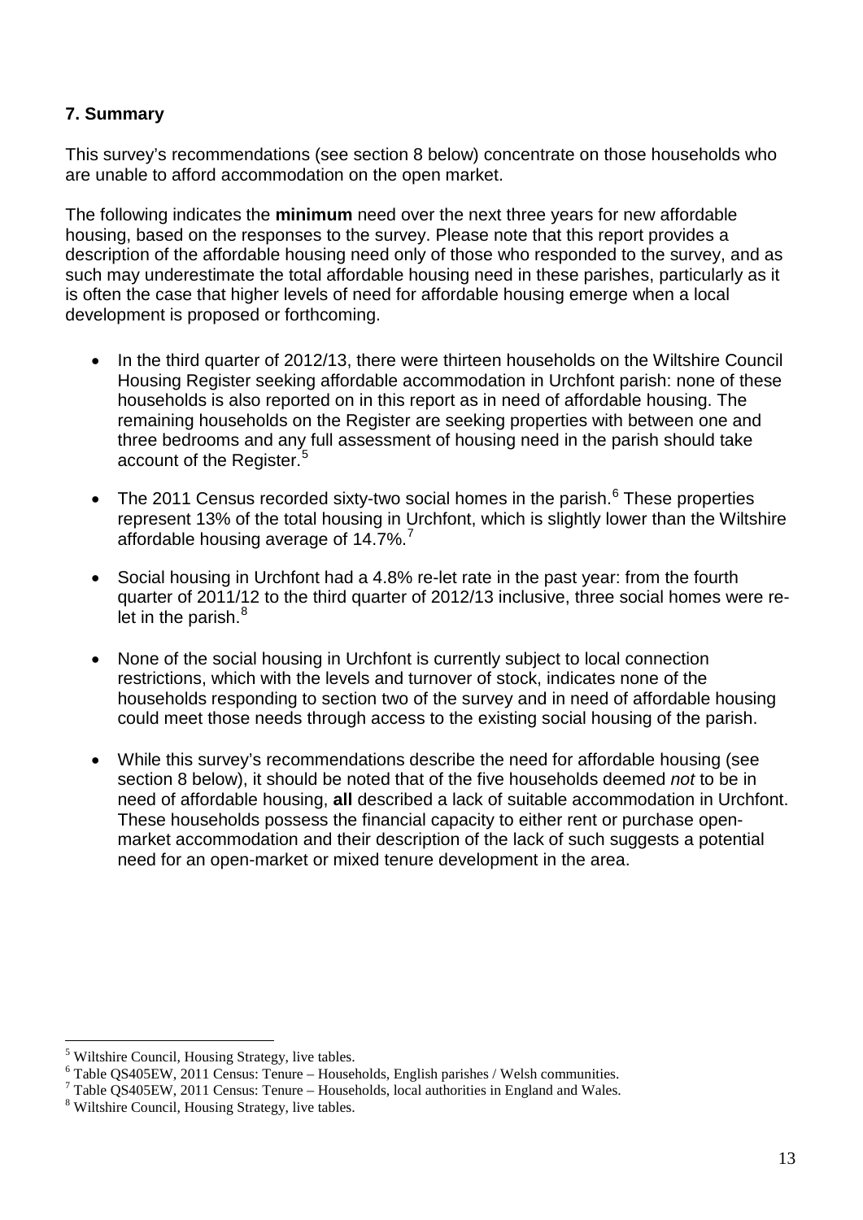## 7. Summary

This survey's recommendations (see section 8 below) concentrate on those households who are unable to afford accommodation on the open market.

The following indicates the **minimum** need over the next three years for new affordable housing, based on the responses to the survey. Please note that this report provides a description of the affordable housing need only of those who responded to the survey, and as such may underestimate the total affordable housing need in these parishes, particularly as it is often the case that higher levels of need for affordable housing emerge when a local development is proposed or forthcoming.

- In the third quarter of 2012/13, there were thirteen households on the Wiltshire Council Housing Register seeking affordable accommodation in Urchfont parish: none of these households is also reported on in this report as in need of affordable housing. The remaining households on the Register are seeking properties with between one and three bedrooms and any full assessment of housing need in the parish should take account of the Register.[5]

- The 2011 Census recorded sixty-two social homes in the parish.[6] These properties represent 13% of the total housing in Urchfont, which is slightly lower than the Wiltshire affordable housing average of 14.7%.[7]

- Social housing in Urchfont had a 4.8% re-let rate in the past year: from the fourth quarter of 2011/12 to the third quarter of 2012/13 inclusive, three social homes were re-let in the parish.[8]

- None of the social housing in Urchfont is currently subject to local connection restrictions, which with the levels and turnover of stock, indicates none of the households responding to section two of the survey and in need of affordable housing could meet those needs through access to the existing social housing of the parish.

- While this survey's recommendations describe the need for affordable housing (see section 8 below), it should be noted that of the five households deemed *not* to be in need of affordable housing, **all** described a lack of suitable accommodation in Urchfont. These households possess the financial capacity to either rent or purchase open-market accommodation and their description of the lack of such suggests a potential need for an open-market or mixed tenure development in the area.

---

[5] Wiltshire Council, Housing Strategy, live tables.

[6] Table QS405EW, 2011 Census: Tenure – Households, English parishes / Welsh communities.

[7] Table QS405EW, 2011 Census: Tenure – Households, local authorities in England and Wales.

[8] Wiltshire Council, Housing Strategy, live tables.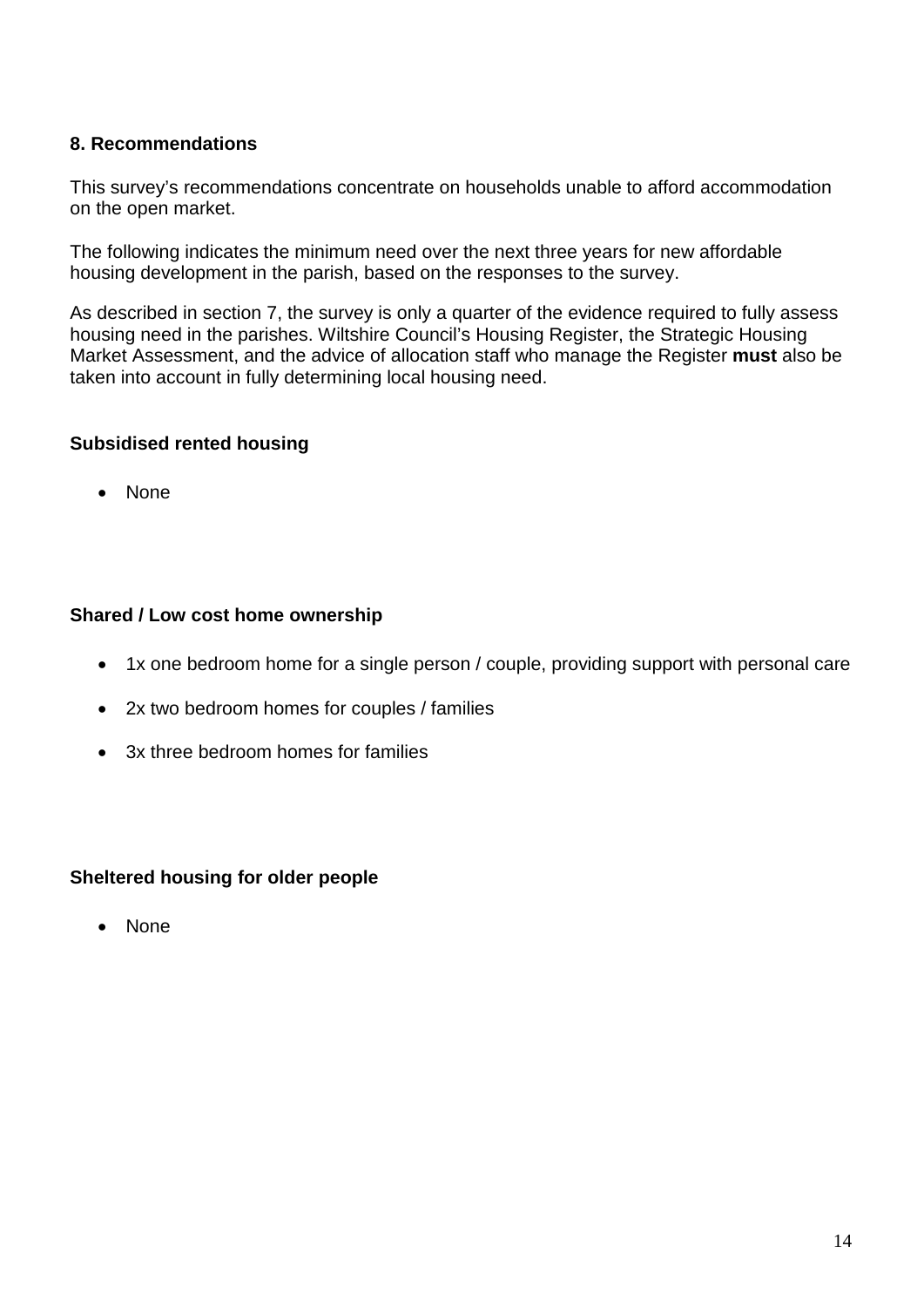## 8. Recommendations

This survey's recommendations concentrate on households unable to afford accommodation on the open market.

The following indicates the minimum need over the next three years for new affordable housing development in the parish, based on the responses to the survey.

As described in section 7, the survey is only a quarter of the evidence required to fully assess housing need in the parishes. Wiltshire Council's Housing Register, the Strategic Housing Market Assessment, and the advice of allocation staff who manage the Register **must** also be taken into account in fully determining local housing need.

### Subsidised rented housing

- None

### Shared / Low cost home ownership

- 1x one bedroom home for a single person / couple, providing support with personal care
- 2x two bedroom homes for couples / families
- 3x three bedroom homes for families

### Sheltered housing for older people

- None